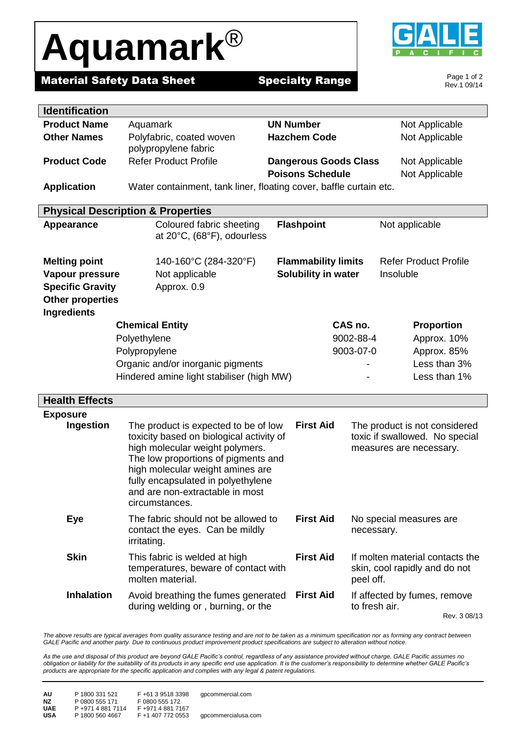# Aquamark®

**Material Safety Data Sheet** **Specialty Range**

GALE PACIFIC

Rev.1 09/14

## Identification

| | | | |
|---|---|---|---|
| **Product Name** | Aquamark | **UN Number** | Not Applicable |
| **Other Names** | Polyfabric, coated woven polypropylene fabric | **Hazchem Code** | Not Applicable |
| **Product Code** | Refer Product Profile | **Dangerous Goods Class** | Not Applicable |
| | | **Poisons Schedule** | Not Applicable |
| **Application** | Water containment, tank liner, floating cover, baffle curtain etc. | | |

## Physical Description & Properties

| | | | |
|---|---|---|---|
| **Appearance** | Coloured fabric sheeting at 20°C, (68°F), odourless | **Flashpoint** | Not applicable |
| **Melting point** | 140-160°C (284-320°F) | **Flammability limits** | Refer Product Profile |
| **Vapour pressure** | Not applicable | **Solubility in water** | Insoluble |
| **Specific Gravity** | Approx. 0.9 | | |
| **Other properties** | | | |

**Ingredients**

| Chemical Entity | CAS no. | Proportion |
|---|---|---|
| Polyethylene | 9002-88-4 | Approx. 10% |
| Polypropylene | 9003-07-0 | Approx. 85% |
| Organic and/or inorganic pigments | - | Less than 3% |
| Hindered amine light stabiliser (high MW) | - | Less than 1% |

## Health Effects

**Exposure**

| | | | |
|---|---|---|---|
| **Ingestion** | The product is expected to be of low toxicity based on biological activity of high molecular weight polymers. The low proportions of pigments and high molecular weight amines are fully encapsulated in polyethylene and are non-extractable in most circumstances. | **First Aid** | The product is not considered toxic if swallowed. No special measures are necessary. |
| **Eye** | The fabric should not be allowed to contact the eyes. Can be mildly irritating. | **First Aid** | No special measures are necessary. |
| **Skin** | This fabric is welded at high temperatures, beware of contact with molten material. | **First Aid** | If molten material contacts the skin, cool rapidly and do not peel off. |
| **Inhalation** | Avoid breathing the fumes generated during welding or , burning, or the | **First Aid** | If affected by fumes, remove to fresh air. |

Rev. 3 08/13

*The above results are typical averages from quality assurance testing and are not to be taken as a minimum specification nor as forming any contract between GALE Pacific and another party. Due to continuous product improvement product specifications are subject to alteration without notice.*

*As the use and disposal of this product are beyond GALE Pacific's control, regardless of any assistance provided without charge, GALE Pacific assumes no obligation or liability for the suitability of its products in any specific end use application. It is the customer's responsibility to determine whether GALE Pacific's products are appropriate for the specific application and complies with any legal & patent regulations.*

| | | | |
|---|---|---|---|
| **AU** | P 1800 331 521 | F +61 3 9518 3398 | gpcommercial.com |
| **NZ** | P 0800 555 171 | F 0800 555 172 | |
| **UAE** | P +971 4 881 7114 | F +971 4 881 7167 | |
| **USA** | P 1800 560 4667 | F +1 407 772 0553 | gpcommercialusa.com |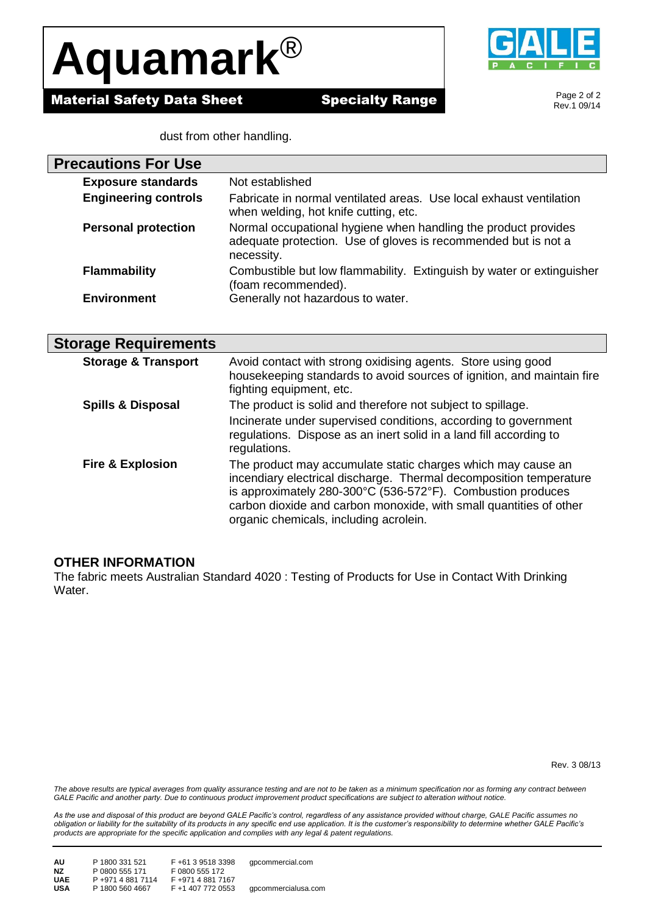dust from other handling.

## Precautions For Use

| | |
|---|---|
| **Exposure standards** | Not established |
| **Engineering controls** | Fabricate in normal ventilated areas. Use local exhaust ventilation when welding, hot knife cutting, etc. |
| **Personal protection** | Normal occupational hygiene when handling the product provides adequate protection. Use of gloves is recommended but is not a necessity. |
| **Flammability** | Combustible but low flammability. Extinguish by water or extinguisher (foam recommended). |
| **Environment** | Generally not hazardous to water. |

## Storage Requirements

| | |
|---|---|
| **Storage & Transport** | Avoid contact with strong oxidising agents. Store using good housekeeping standards to avoid sources of ignition, and maintain fire fighting equipment, etc. |
| **Spills & Disposal** | The product is solid and therefore not subject to spillage. Incinerate under supervised conditions, according to government regulations. Dispose as an inert solid in a land fill according to regulations. |
| **Fire & Explosion** | The product may accumulate static charges which may cause an incendiary electrical discharge. Thermal decomposition temperature is approximately 280-300°C (536-572°F). Combustion produces carbon dioxide and carbon monoxide, with small quantities of other organic chemicals, including acrolein. |

### OTHER INFORMATION

The fabric meets Australian Standard 4020 : Testing of Products for Use in Contact With Drinking Water.

Rev. 3 08/13

*The above results are typical averages from quality assurance testing and are not to be taken as a minimum specification nor as forming any contract between GALE Pacific and another party. Due to continuous product improvement product specifications are subject to alteration without notice.*

*As the use and disposal of this product are beyond GALE Pacific's control, regardless of any assistance provided without charge, GALE Pacific assumes no obligation or liability for the suitability of its products in any specific end use application. It is the customer's responsibility to determine whether GALE Pacific's products are appropriate for the specific application and complies with any legal & patent regulations.*

| | | | |
|---|---|---|---|
| **AU** | P 1800 331 521 | F +61 3 9518 3398 | gpcommercial.com |
| **NZ** | P 0800 555 171 | F 0800 555 172 | |
| **UAE** | P +971 4 881 7114 | F +971 4 881 7167 | |
| **USA** | P 1800 560 4667 | F +1 407 772 0553 | gpcommercialusa.com |